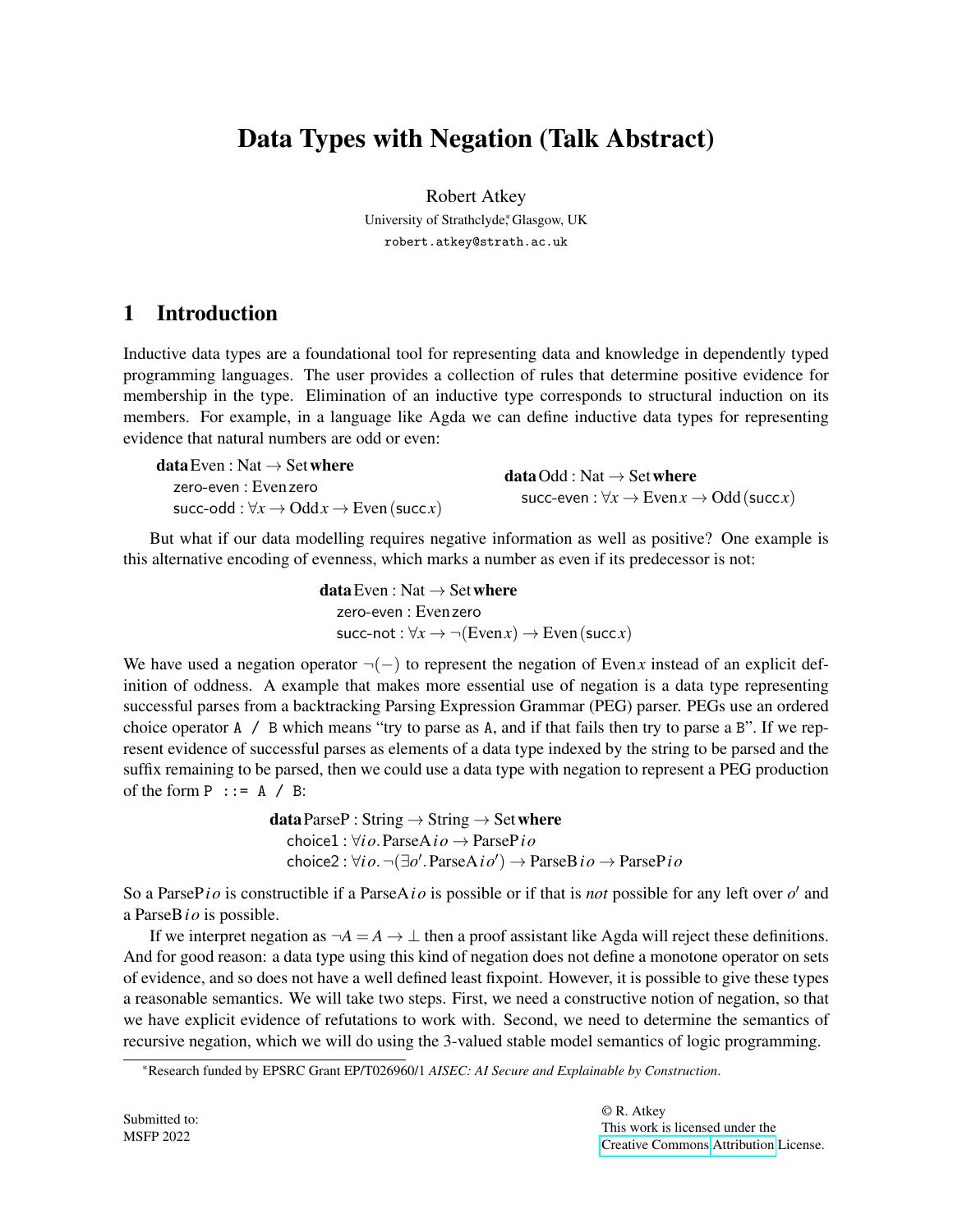# Data Types with Negation (Talk Abstract)

Robert Atkey

University of Strathclyde,[*] Glasgow, UK

robert.atkey@strath.ac.uk

## 1 Introduction

Inductive data types are a foundational tool for representing data and knowledge in dependently typed programming languages. The user provides a collection of rules that determine positive evidence for membership in the type. Elimination of an inductive type corresponds to structural induction on its members. For example, in a language like Agda we can define inductive data types for representing evidence that natural numbers are odd or even:

$$
\begin{array}{l}
\textbf{data}\,\mathrm{Even} : \mathrm{Nat} \to \mathrm{Set}\,\textbf{where} \\
\quad \textsf{zero-even} : \mathrm{Even}\,\textsf{zero} \\
\quad \textsf{succ-odd} : \forall x \to \mathrm{Odd}\,x \to \mathrm{Even}\,(\textsf{succ}\,x)
\end{array}
\qquad
\begin{array}{l}
\textbf{data}\,\mathrm{Odd} : \mathrm{Nat} \to \mathrm{Set}\,\textbf{where} \\
\quad \textsf{succ-even} : \forall x \to \mathrm{Even}\,x \to \mathrm{Odd}\,(\textsf{succ}\,x)
\end{array}
$$

But what if our data modelling requires negative information as well as positive? One example is this alternative encoding of evenness, which marks a number as even if its predecessor is not:

$$
\begin{array}{l}
\textbf{data}\,\mathrm{Even} : \mathrm{Nat} \to \mathrm{Set}\,\textbf{where} \\
\quad \textsf{zero-even} : \mathrm{Even}\,\textsf{zero} \\
\quad \textsf{succ-not} : \forall x \to \neg(\mathrm{Even}\,x) \to \mathrm{Even}\,(\textsf{succ}\,x)
\end{array}
$$

We have used a negation operator $\neg(-)$ to represent the negation of $\mathrm{Even}\,x$ instead of an explicit definition of oddness. A example that makes more essential use of negation is a data type representing successful parses from a backtracking Parsing Expression Grammar (PEG) parser. PEGs use an ordered choice operator `A / B` which means "try to parse as `A`, and if that fails then try to parse a `B`". If we represent evidence of successful parses as elements of a data type indexed by the string to be parsed and the suffix remaining to be parsed, then we could use a data type with negation to represent a PEG production of the form `P ::= A / B`:

$$
\begin{array}{l}
\textbf{data}\,\mathrm{ParseP} : \mathrm{String} \to \mathrm{String} \to \mathrm{Set}\,\textbf{where} \\
\quad \textsf{choice1} : \forall i\,o.\,\mathrm{ParseA}\,i\,o \to \mathrm{ParseP}\,i\,o \\
\quad \textsf{choice2} : \forall i\,o.\,\neg(\exists o'.\,\mathrm{ParseA}\,i\,o') \to \mathrm{ParseB}\,i\,o \to \mathrm{ParseP}\,i\,o
\end{array}
$$

So a $\mathrm{ParseP}\,i\,o$ is constructible if a $\mathrm{ParseA}\,i\,o$ is possible or if that is *not* possible for any left over $o'$ and a $\mathrm{ParseB}\,i\,o$ is possible.

If we interpret negation as $\neg A = A \to \bot$ then a proof assistant like Agda will reject these definitions. And for good reason: a data type using this kind of negation does not define a monotone operator on sets of evidence, and so does not have a well defined least fixpoint. However, it is possible to give these types a reasonable semantics. We will take two steps. First, we need a constructive notion of negation, so that we have explicit evidence of refutations to work with. Second, we need to determine the semantics of recursive negation, which we will do using the 3-valued stable model semantics of logic programming.

[*]Research funded by EPSRC Grant EP/T026960/1 *AISEC: AI Secure and Explainable by Construction*.

Submitted to:
MSFP 2022

© R. Atkey
This work is licensed under the
Creative Commons Attribution License.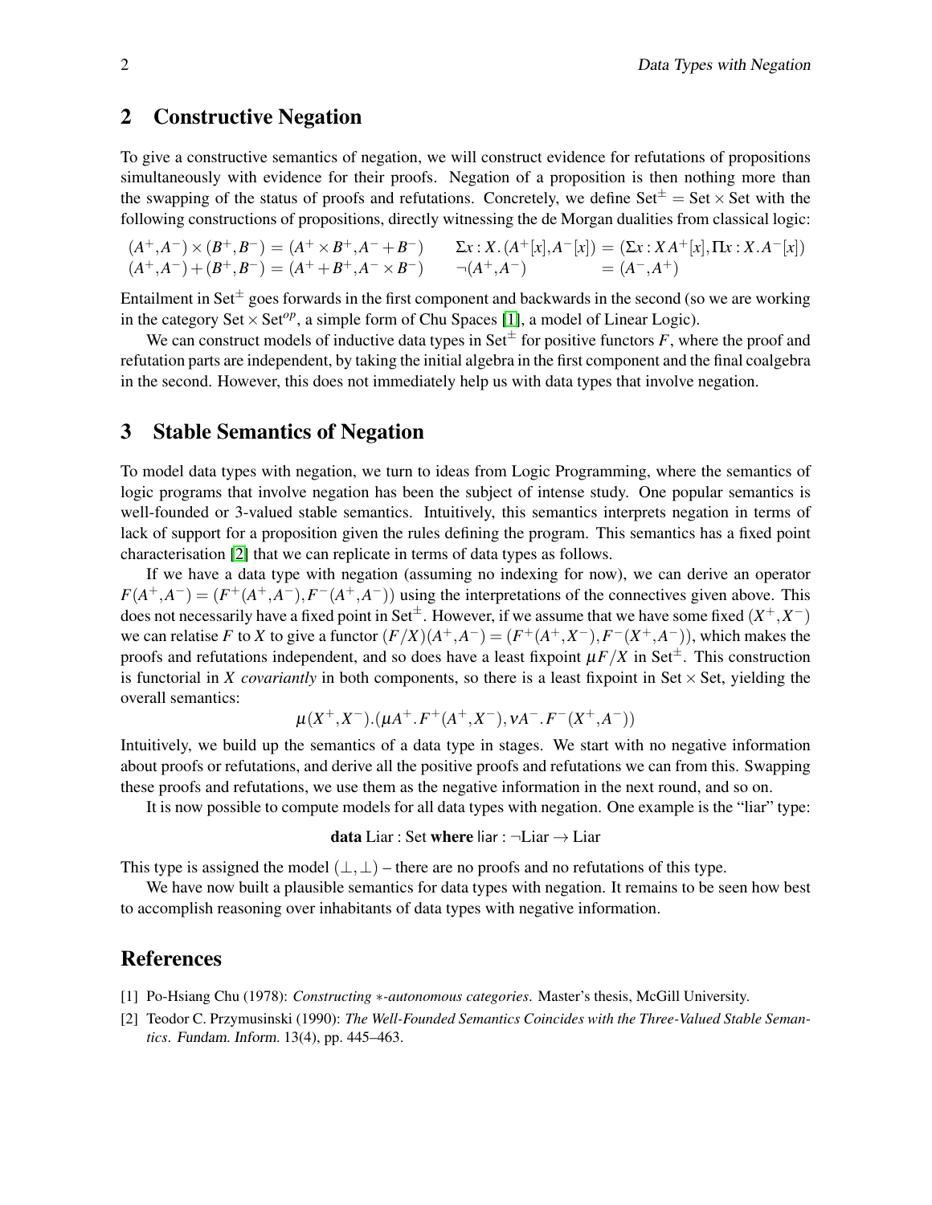## 2 Constructive Negation

To give a constructive semantics of negation, we will construct evidence for refutations of propositions simultaneously with evidence for their proofs. Negation of a proposition is then nothing more than the swapping of the status of proofs and refutations. Concretely, we define $\mathrm{Set}^{\pm} = \mathrm{Set} \times \mathrm{Set}$ with the following constructions of propositions, directly witnessing the de Morgan dualities from classical logic:

$$
\begin{array}{ll}
(A^+, A^-) \times (B^+, B^-) = (A^+ \times B^+, A^- + B^-) & \Sigma x : X.\,(A^+[x], A^-[x]) = (\Sigma x : X\, A^+[x], \Pi x : X.\, A^-[x]) \\
(A^+, A^-) + (B^+, B^-) = (A^+ + B^+, A^- \times B^-) & \neg (A^+, A^-) \qquad\qquad\quad = (A^-, A^+)
\end{array}
$$

Entailment in $\mathrm{Set}^{\pm}$ goes forwards in the first component and backwards in the second (so we are working in the category $\mathrm{Set} \times \mathrm{Set}^{op}$, a simple form of Chu Spaces [1], a model of Linear Logic).

We can construct models of inductive data types in $\mathrm{Set}^{\pm}$ for positive functors $F$, where the proof and refutation parts are independent, by taking the initial algebra in the first component and the final coalgebra in the second. However, this does not immediately help us with data types that involve negation.

## 3 Stable Semantics of Negation

To model data types with negation, we turn to ideas from Logic Programming, where the semantics of logic programs that involve negation has been the subject of intense study. One popular semantics is well-founded or 3-valued stable semantics. Intuitively, this semantics interprets negation in terms of lack of support for a proposition given the rules defining the program. This semantics has a fixed point characterisation [2] that we can replicate in terms of data types as follows.

If we have a data type with negation (assuming no indexing for now), we can derive an operator $F(A^+, A^-) = (F^+(A^+, A^-), F^-(A^+, A^-))$ using the interpretations of the connectives given above. This does not necessarily have a fixed point in $\mathrm{Set}^{\pm}$. However, if we assume that we have some fixed $(X^+, X^-)$ we can relatise $F$ to $X$ to give a functor $(F/X)(A^+, A^-) = (F^+(A^+, X^-), F^-(X^+, A^-))$, which makes the proofs and refutations independent, and so does have a least fixpoint $\mu F/X$ in $\mathrm{Set}^{\pm}$. This construction is functorial in $X$ *covariantly* in both components, so there is a least fixpoint in $\mathrm{Set} \times \mathrm{Set}$, yielding the overall semantics:

$$
\mu (X^+, X^-).(\mu A^+.\, F^+(A^+, X^-), \nu A^-.\, F^-(X^+, A^-))
$$

Intuitively, we build up the semantics of a data type in stages. We start with no negative information about proofs or refutations, and derive all the positive proofs and refutations we can from this. Swapping these proofs and refutations, we use them as the negative information in the next round, and so on.

It is now possible to compute models for all data types with negation. One example is the "liar" type:

**data** Liar : Set **where** liar : $\neg$Liar $\to$ Liar

This type is assigned the model $(\bot, \bot)$ – there are no proofs and no refutations of this type.

We have now built a plausible semantics for data types with negation. It remains to be seen how best to accomplish reasoning over inhabitants of data types with negative information.

## References

[1] Po-Hsiang Chu (1978): *Constructing $*$-autonomous categories*. Master's thesis, McGill University.

[2] Teodor C. Przymusinski (1990): *The Well-Founded Semantics Coincides with the Three-Valued Stable Semantics*. Fundam. Inform. 13(4), pp. 445–463.